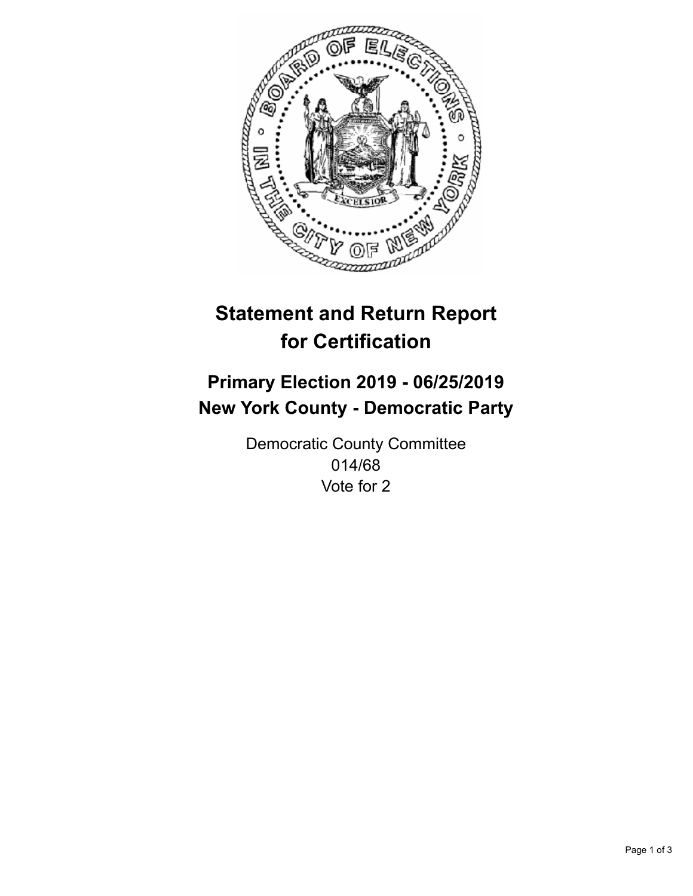# Statement and Return Report for Certification

## Primary Election 2019 - 06/25/2019
## New York County - Democratic Party

Democratic County Committee
014/68
Vote for 2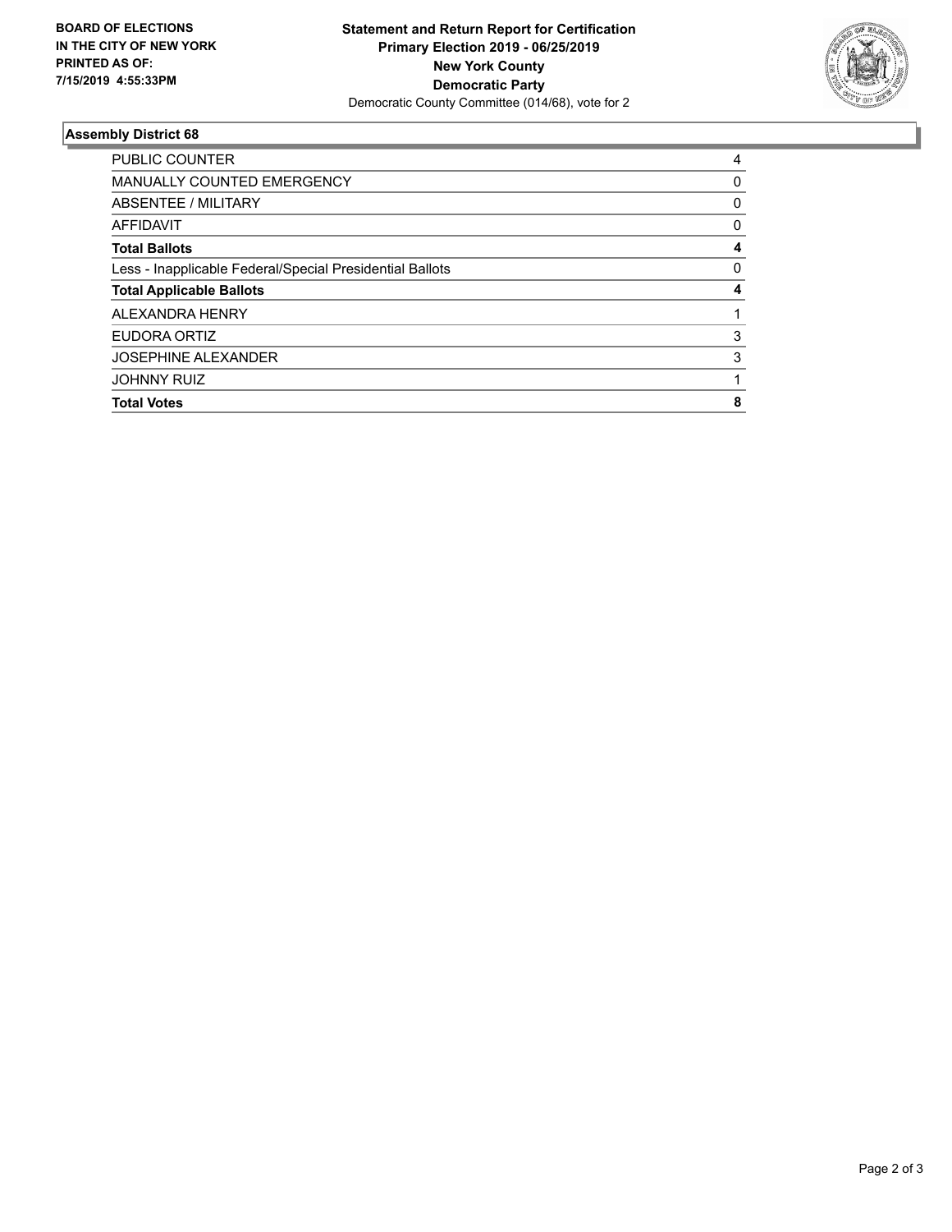**BOARD OF ELECTIONS IN THE CITY OF NEW YORK PRINTED AS OF: 7/15/2019 4:55:33PM**

**Statement and Return Report for Certification**
**Primary Election 2019 - 06/25/2019**
**New York County**
**Democratic Party**
Democratic County Committee (014/68), vote for 2

## Assembly District 68

| | |
|---|---|
| PUBLIC COUNTER | 4 |
| MANUALLY COUNTED EMERGENCY | 0 |
| ABSENTEE / MILITARY | 0 |
| AFFIDAVIT | 0 |
| **Total Ballots** | **4** |
| Less - Inapplicable Federal/Special Presidential Ballots | 0 |
| **Total Applicable Ballots** | **4** |
| ALEXANDRA HENRY | 1 |
| EUDORA ORTIZ | 3 |
| JOSEPHINE ALEXANDER | 3 |
| JOHNNY RUIZ | 1 |
| **Total Votes** | **8** |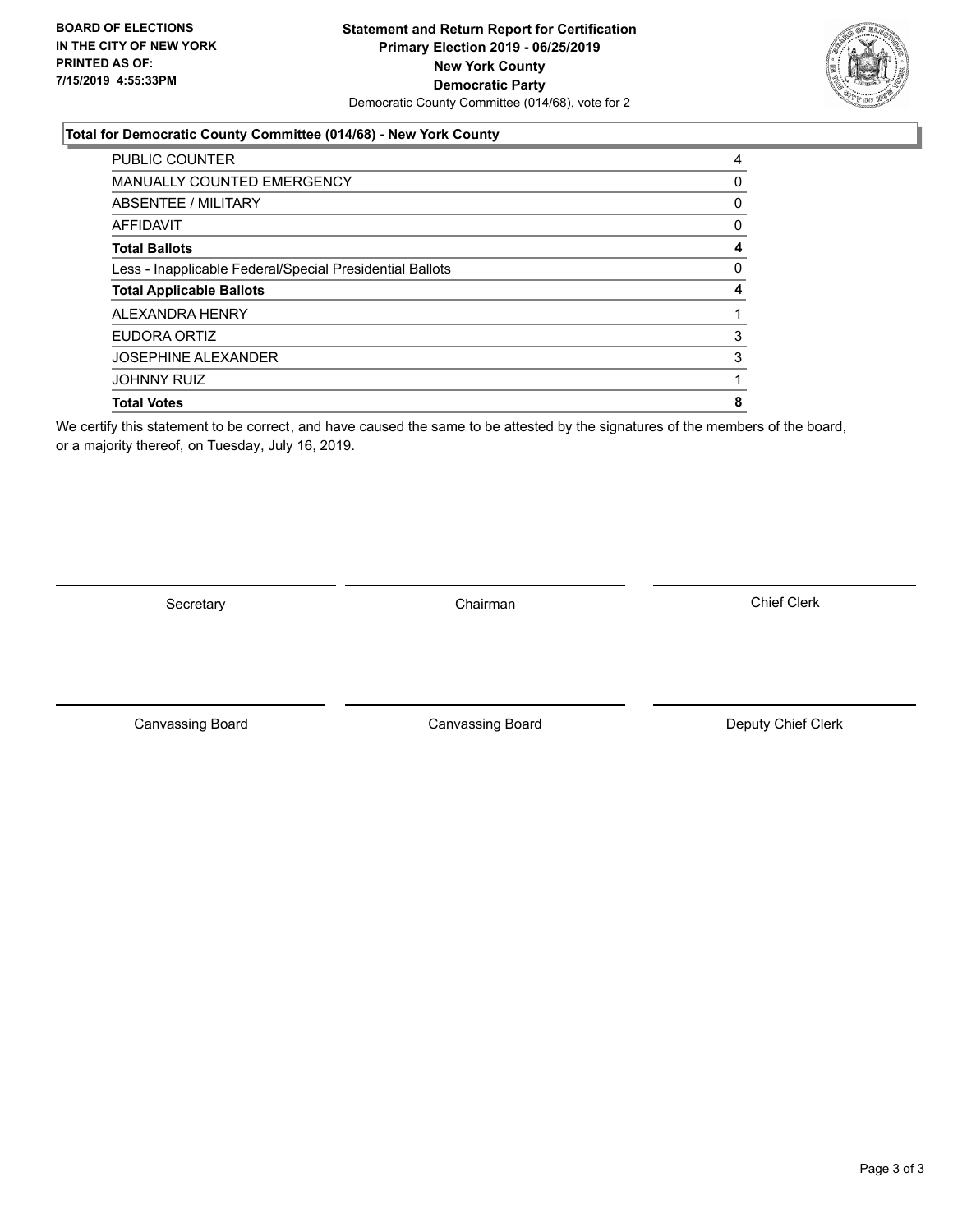**BOARD OF ELECTIONS IN THE CITY OF NEW YORK PRINTED AS OF: 7/15/2019 4:55:33PM**

**Statement and Return Report for Certification**
**Primary Election 2019 - 06/25/2019**
**New York County**
**Democratic Party**
Democratic County Committee (014/68), vote for 2

**Total for Democratic County Committee (014/68) - New York County**

| | |
|---|---|
| PUBLIC COUNTER | 4 |
| MANUALLY COUNTED EMERGENCY | 0 |
| ABSENTEE / MILITARY | 0 |
| AFFIDAVIT | 0 |
| **Total Ballots** | **4** |
| Less - Inapplicable Federal/Special Presidential Ballots | 0 |
| **Total Applicable Ballots** | **4** |
| ALEXANDRA HENRY | 1 |
| EUDORA ORTIZ | 3 |
| JOSEPHINE ALEXANDER | 3 |
| JOHNNY RUIZ | 1 |
| **Total Votes** | **8** |

We certify this statement to be correct, and have caused the same to be attested by the signatures of the members of the board, or a majority thereof, on Tuesday, July 16, 2019.

Secretary

Chairman

Chief Clerk

Canvassing Board

Canvassing Board

Deputy Chief Clerk